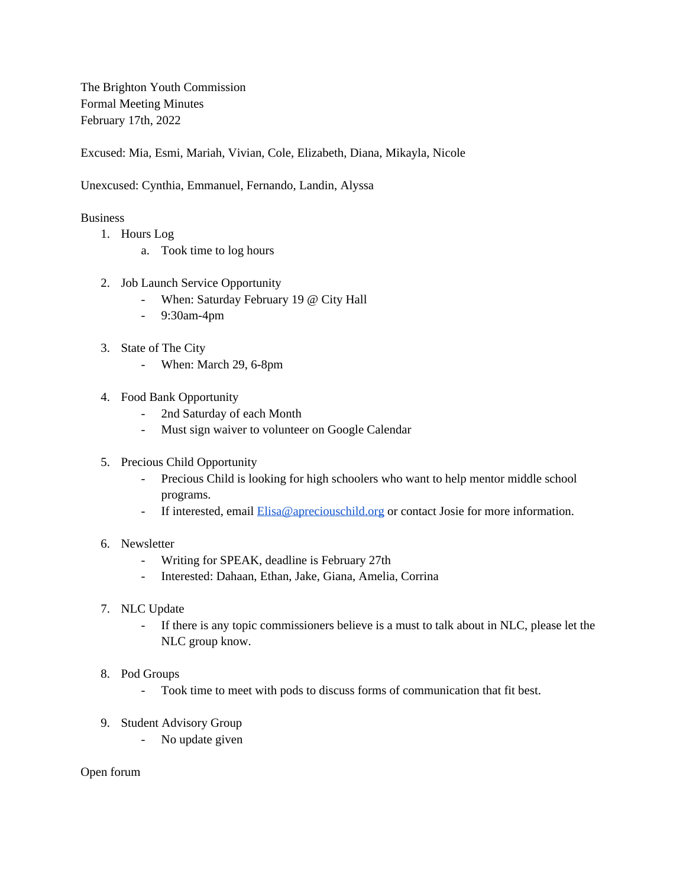The Brighton Youth Commission
Formal Meeting Minutes
February 17th, 2022

Excused: Mia, Esmi, Mariah, Vivian, Cole, Elizabeth, Diana, Mikayla, Nicole

Unexcused: Cynthia, Emmanuel, Fernando, Landin, Alyssa

Business

1. Hours Log
   a. Took time to log hours

2. Job Launch Service Opportunity
   - When: Saturday February 19 @ City Hall
   - 9:30am-4pm

3. State of The City
   - When: March 29, 6-8pm

4. Food Bank Opportunity
   - 2nd Saturday of each Month
   - Must sign waiver to volunteer on Google Calendar

5. Precious Child Opportunity
   - Precious Child is looking for high schoolers who want to help mentor middle school programs.
   - If interested, email [Elisa@apreciouschild.org](mailto:Elisa@apreciouschild.org) or contact Josie for more information.

6. Newsletter
   - Writing for SPEAK, deadline is February 27th
   - Interested: Dahaan, Ethan, Jake, Giana, Amelia, Corrina

7. NLC Update
   - If there is any topic commissioners believe is a must to talk about in NLC, please let the NLC group know.

8. Pod Groups
   - Took time to meet with pods to discuss forms of communication that fit best.

9. Student Advisory Group
   - No update given

Open forum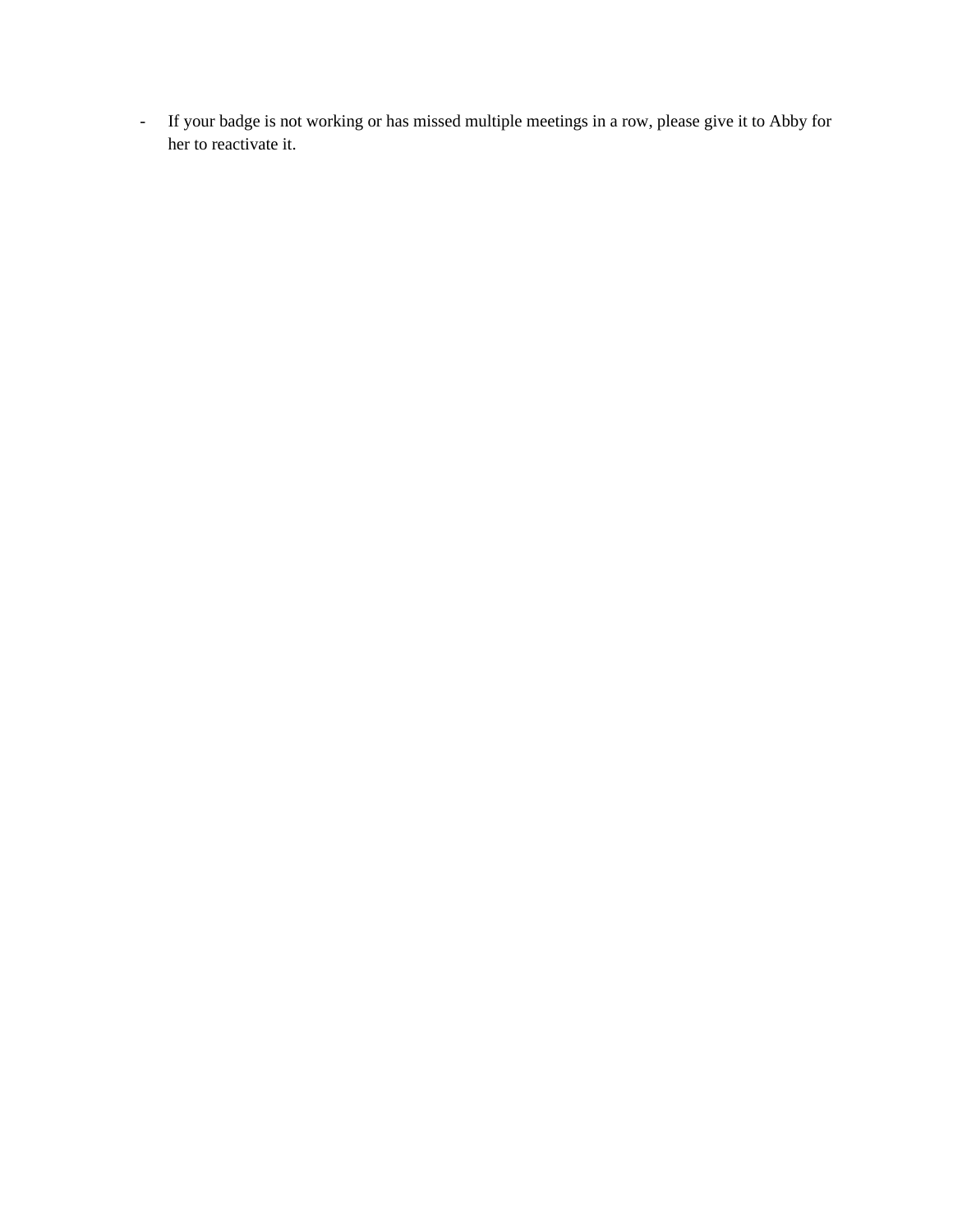- If your badge is not working or has missed multiple meetings in a row, please give it to Abby for her to reactivate it.